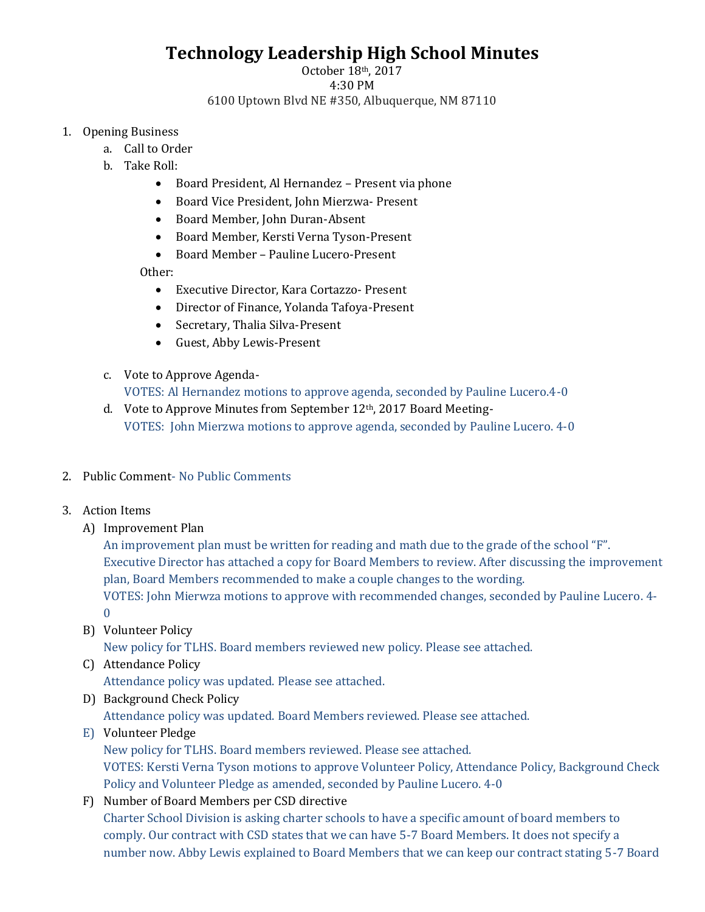# Technology Leadership High School Minutes

October 18th, 2017
4:30 PM
6100 Uptown Blvd NE #350, Albuquerque, NM 87110

1. Opening Business
   a. Call to Order
   b. Take Roll:
      - Board President, Al Hernandez – Present via phone
      - Board Vice President, John Mierzwa- Present
      - Board Member, John Duran-Absent
      - Board Member, Kersti Verna Tyson-Present
      - Board Member – Pauline Lucero-Present

      Other:
      - Executive Director, Kara Cortazzo- Present
      - Director of Finance, Yolanda Tafoya-Present
      - Secretary, Thalia Silva-Present
      - Guest, Abby Lewis-Present

   c. Vote to Approve Agenda-
      VOTES: Al Hernandez motions to approve agenda, seconded by Pauline Lucero.4-0
   d. Vote to Approve Minutes from September 12th, 2017 Board Meeting-
      VOTES: John Mierzwa motions to approve agenda, seconded by Pauline Lucero. 4-0

2. Public Comment- No Public Comments

3. Action Items
   A) Improvement Plan
      An improvement plan must be written for reading and math due to the grade of the school "F". Executive Director has attached a copy for Board Members to review. After discussing the improvement plan, Board Members recommended to make a couple changes to the wording.
      VOTES: John Mierwza motions to approve with recommended changes, seconded by Pauline Lucero. 4-0
   B) Volunteer Policy
      New policy for TLHS. Board members reviewed new policy. Please see attached.
   C) Attendance Policy
      Attendance policy was updated. Please see attached.
   D) Background Check Policy
      Attendance policy was updated. Board Members reviewed. Please see attached.
   E) Volunteer Pledge
      New policy for TLHS. Board members reviewed. Please see attached.
      VOTES: Kersti Verna Tyson motions to approve Volunteer Policy, Attendance Policy, Background Check Policy and Volunteer Pledge as amended, seconded by Pauline Lucero. 4-0
   F) Number of Board Members per CSD directive
      Charter School Division is asking charter schools to have a specific amount of board members to comply. Our contract with CSD states that we can have 5-7 Board Members. It does not specify a number now. Abby Lewis explained to Board Members that we can keep our contract stating 5-7 Board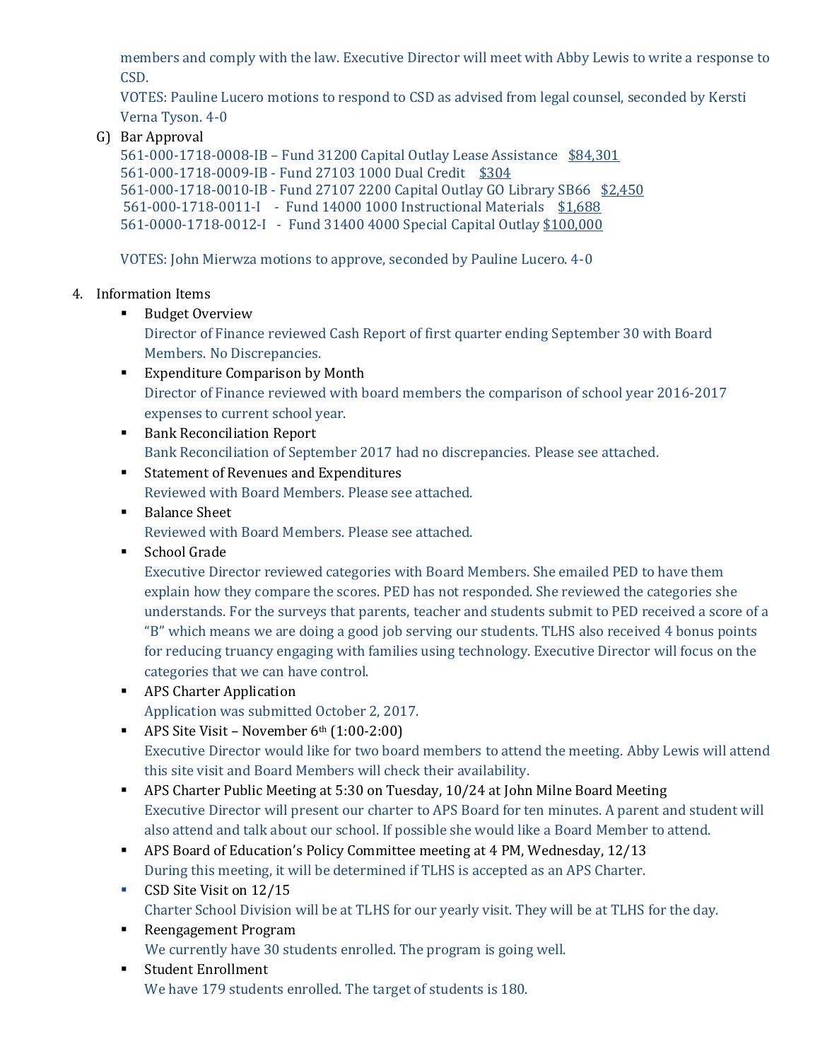members and comply with the law. Executive Director will meet with Abby Lewis to write a response to CSD.
VOTES: Pauline Lucero motions to respond to CSD as advised from legal counsel, seconded by Kersti Verna Tyson. 4-0

G) Bar Approval
561-000-1718-0008-IB – Fund 31200 Capital Outlay Lease Assistance $84,301
561-000-1718-0009-IB - Fund 27103 1000 Dual Credit $304
561-000-1718-0010-IB - Fund 27107 2200 Capital Outlay GO Library SB66 $2,450
561-000-1718-0011-I - Fund 14000 1000 Instructional Materials $1,688
561-0000-1718-0012-I - Fund 31400 4000 Special Capital Outlay $100,000

VOTES: John Mierwza motions to approve, seconded by Pauline Lucero. 4-0

4. Information Items
   - Budget Overview
     Director of Finance reviewed Cash Report of first quarter ending September 30 with Board Members. No Discrepancies.
   - Expenditure Comparison by Month
     Director of Finance reviewed with board members the comparison of school year 2016-2017 expenses to current school year.
   - Bank Reconciliation Report
     Bank Reconciliation of September 2017 had no discrepancies. Please see attached.
   - Statement of Revenues and Expenditures
     Reviewed with Board Members. Please see attached.
   - Balance Sheet
     Reviewed with Board Members. Please see attached.
   - School Grade
     Executive Director reviewed categories with Board Members. She emailed PED to have them explain how they compare the scores. PED has not responded. She reviewed the categories she understands. For the surveys that parents, teacher and students submit to PED received a score of a "B" which means we are doing a good job serving our students. TLHS also received 4 bonus points for reducing truancy engaging with families using technology. Executive Director will focus on the categories that we can have control.
   - APS Charter Application
     Application was submitted October 2, 2017.
   - APS Site Visit – November 6th (1:00-2:00)
     Executive Director would like for two board members to attend the meeting. Abby Lewis will attend this site visit and Board Members will check their availability.
   - APS Charter Public Meeting at 5:30 on Tuesday, 10/24 at John Milne Board Meeting
     Executive Director will present our charter to APS Board for ten minutes. A parent and student will also attend and talk about our school. If possible she would like a Board Member to attend.
   - APS Board of Education's Policy Committee meeting at 4 PM, Wednesday, 12/13
     During this meeting, it will be determined if TLHS is accepted as an APS Charter.
   - CSD Site Visit on 12/15
     Charter School Division will be at TLHS for our yearly visit. They will be at TLHS for the day.
   - Reengagement Program
     We currently have 30 students enrolled. The program is going well.
   - Student Enrollment
     We have 179 students enrolled. The target of students is 180.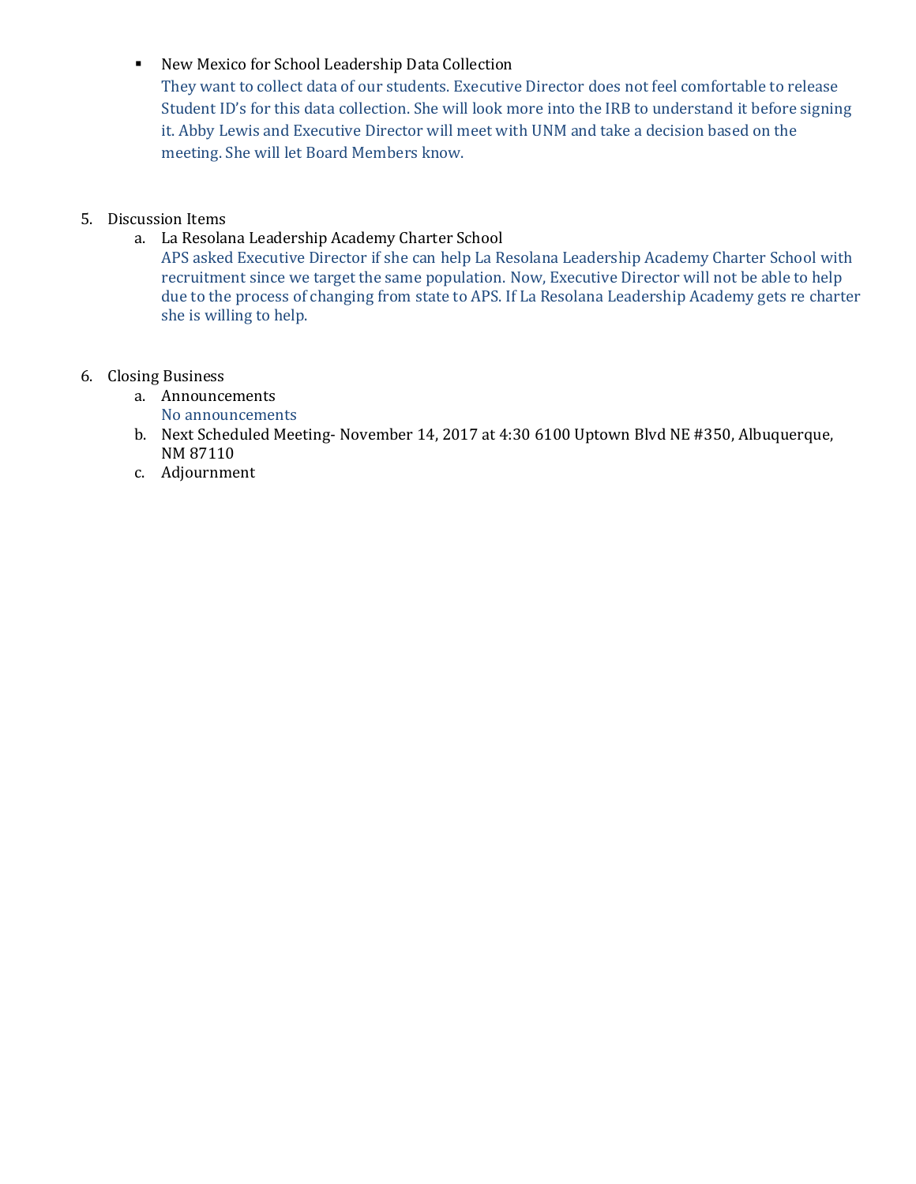- New Mexico for School Leadership Data Collection
  They want to collect data of our students. Executive Director does not feel comfortable to release Student ID's for this data collection. She will look more into the IRB to understand it before signing it. Abby Lewis and Executive Director will meet with UNM and take a decision based on the meeting. She will let Board Members know.

5. Discussion Items
   a. La Resolana Leadership Academy Charter School
      APS asked Executive Director if she can help La Resolana Leadership Academy Charter School with recruitment since we target the same population. Now, Executive Director will not be able to help due to the process of changing from state to APS. If La Resolana Leadership Academy gets re charter she is willing to help.

6. Closing Business
   a. Announcements
      No announcements
   b. Next Scheduled Meeting- November 14, 2017 at 4:30 6100 Uptown Blvd NE #350, Albuquerque, NM 87110
   c. Adjournment